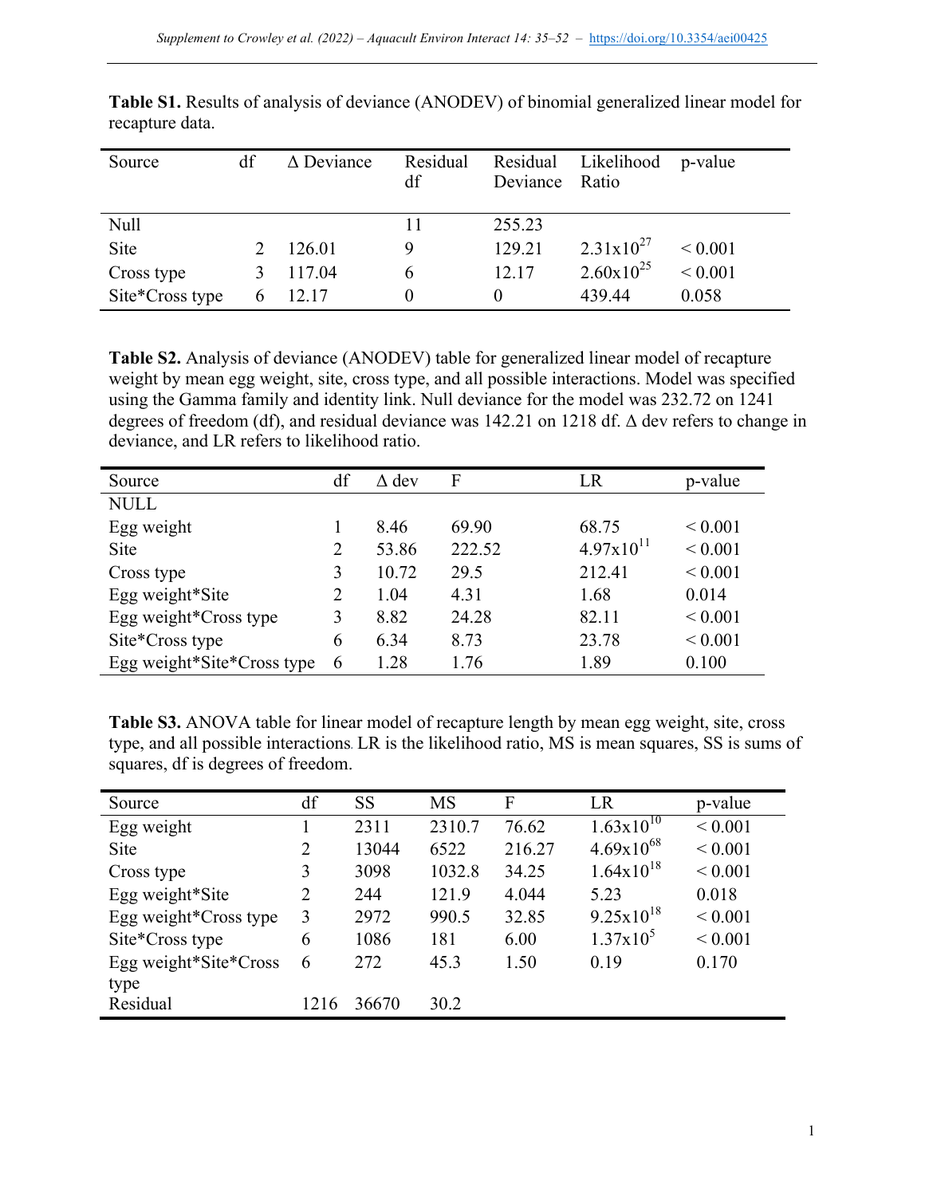**Table S1.** Results of analysis of deviance (ANODEV) of binomial generalized linear model for recapture data.

| Source | df | Δ Deviance | Residual df | Residual Deviance | Likelihood Ratio | p-value |
|---|---|---|---|---|---|---|
| Null | | | 11 | 255.23 | | |
| Site | 2 | 126.01 | 9 | 129.21 | $2.31 \times 10^{27}$ | < 0.001 |
| Cross type | 3 | 117.04 | 6 | 12.17 | $2.60 \times 10^{25}$ | < 0.001 |
| Site*Cross type | 6 | 12.17 | 0 | 0 | 439.44 | 0.058 |

**Table S2.** Analysis of deviance (ANODEV) table for generalized linear model of recapture weight by mean egg weight, site, cross type, and all possible interactions. Model was specified using the Gamma family and identity link. Null deviance for the model was 232.72 on 1241 degrees of freedom (df), and residual deviance was 142.21 on 1218 df. Δ dev refers to change in deviance, and LR refers to likelihood ratio.

| Source | df | Δ dev | F | LR | p-value |
|---|---|---|---|---|---|
| NULL | | | | | |
| Egg weight | 1 | 8.46 | 69.90 | 68.75 | < 0.001 |
| Site | 2 | 53.86 | 222.52 | $4.97 \times 10^{11}$ | < 0.001 |
| Cross type | 3 | 10.72 | 29.5 | 212.41 | < 0.001 |
| Egg weight*Site | 2 | 1.04 | 4.31 | 1.68 | 0.014 |
| Egg weight*Cross type | 3 | 8.82 | 24.28 | 82.11 | < 0.001 |
| Site*Cross type | 6 | 6.34 | 8.73 | 23.78 | < 0.001 |
| Egg weight*Site*Cross type | 6 | 1.28 | 1.76 | 1.89 | 0.100 |

**Table S3.** ANOVA table for linear model of recapture length by mean egg weight, site, cross type, and all possible interactions. LR is the likelihood ratio, MS is mean squares, SS is sums of squares, df is degrees of freedom.

| Source | df | SS | MS | F | LR | p-value |
|---|---|---|---|---|---|---|
| Egg weight | 1 | 2311 | 2310.7 | 76.62 | $1.63 \times 10^{10}$ | < 0.001 |
| Site | 2 | 13044 | 6522 | 216.27 | $4.69 \times 10^{68}$ | < 0.001 |
| Cross type | 3 | 3098 | 1032.8 | 34.25 | $1.64 \times 10^{18}$ | < 0.001 |
| Egg weight*Site | 2 | 244 | 121.9 | 4.044 | 5.23 | 0.018 |
| Egg weight*Cross type | 3 | 2972 | 990.5 | 32.85 | $9.25 \times 10^{18}$ | < 0.001 |
| Site*Cross type | 6 | 1086 | 181 | 6.00 | $1.37 \times 10^{5}$ | < 0.001 |
| Egg weight*Site*Cross type | 6 | 272 | 45.3 | 1.50 | 0.19 | 0.170 |
| Residual | 1216 | 36670 | 30.2 | | | |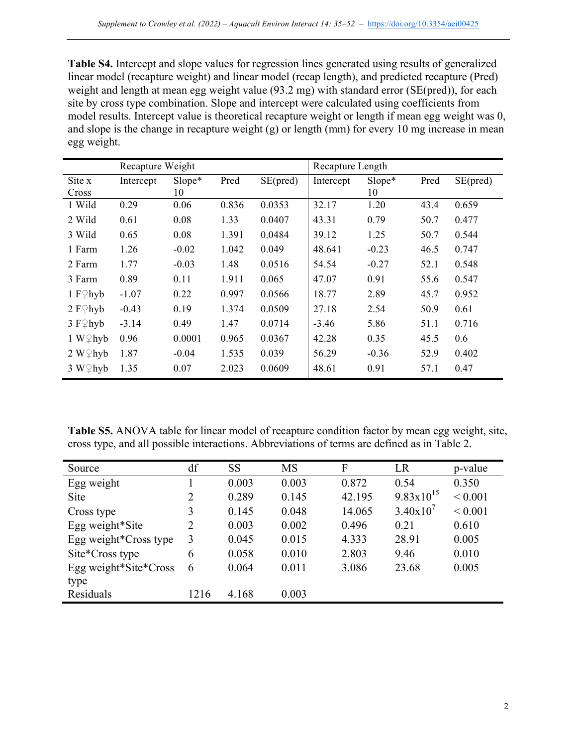**Table S4.** Intercept and slope values for regression lines generated using results of generalized linear model (recapture weight) and linear model (recap length), and predicted recapture (Pred) weight and length at mean egg weight value (93.2 mg) with standard error (SE(pred)), for each site by cross type combination. Slope and intercept were calculated using coefficients from model results. Intercept value is theoretical recapture weight or length if mean egg weight was 0, and slope is the change in recapture weight (g) or length (mm) for every 10 mg increase in mean egg weight.

| | Recapture Weight | | | | Recapture Length | | | |
|---|---|---|---|---|---|---|---|---|
| Site x Cross | Intercept | Slope* 10 | Pred | SE(pred) | Intercept | Slope* 10 | Pred | SE(pred) |
| 1 Wild | 0.29 | 0.06 | 0.836 | 0.0353 | 32.17 | 1.20 | 43.4 | 0.659 |
| 2 Wild | 0.61 | 0.08 | 1.33 | 0.0407 | 43.31 | 0.79 | 50.7 | 0.477 |
| 3 Wild | 0.65 | 0.08 | 1.391 | 0.0484 | 39.12 | 1.25 | 50.7 | 0.544 |
| 1 Farm | 1.26 | -0.02 | 1.042 | 0.049 | 48.641 | -0.23 | 46.5 | 0.747 |
| 2 Farm | 1.77 | -0.03 | 1.48 | 0.0516 | 54.54 | -0.27 | 52.1 | 0.548 |
| 3 Farm | 0.89 | 0.11 | 1.911 | 0.065 | 47.07 | 0.91 | 55.6 | 0.547 |
| 1 F♀hyb | -1.07 | 0.22 | 0.997 | 0.0566 | 18.77 | 2.89 | 45.7 | 0.952 |
| 2 F♀hyb | -0.43 | 0.19 | 1.374 | 0.0509 | 27.18 | 2.54 | 50.9 | 0.61 |
| 3 F♀hyb | -3.14 | 0.49 | 1.47 | 0.0714 | -3.46 | 5.86 | 51.1 | 0.716 |
| 1 W♀hyb | 0.96 | 0.0001 | 0.965 | 0.0367 | 42.28 | 0.35 | 45.5 | 0.6 |
| 2 W♀hyb | 1.87 | -0.04 | 1.535 | 0.039 | 56.29 | -0.36 | 52.9 | 0.402 |
| 3 W♀hyb | 1.35 | 0.07 | 2.023 | 0.0609 | 48.61 | 0.91 | 57.1 | 0.47 |

**Table S5.** ANOVA table for linear model of recapture condition factor by mean egg weight, site, cross type, and all possible interactions. Abbreviations of terms are defined as in Table 2.

| Source | df | SS | MS | F | LR | p-value |
|---|---|---|---|---|---|---|
| Egg weight | 1 | 0.003 | 0.003 | 0.872 | 0.54 | 0.350 |
| Site | 2 | 0.289 | 0.145 | 42.195 | $9.83 \times 10^{15}$ | < 0.001 |
| Cross type | 3 | 0.145 | 0.048 | 14.065 | $3.40 \times 10^{7}$ | < 0.001 |
| Egg weight*Site | 2 | 0.003 | 0.002 | 0.496 | 0.21 | 0.610 |
| Egg weight*Cross type | 3 | 0.045 | 0.015 | 4.333 | 28.91 | 0.005 |
| Site*Cross type | 6 | 0.058 | 0.010 | 2.803 | 9.46 | 0.010 |
| Egg weight*Site*Cross type | 6 | 0.064 | 0.011 | 3.086 | 23.68 | 0.005 |
| Residuals | 1216 | 4.168 | 0.003 | | | |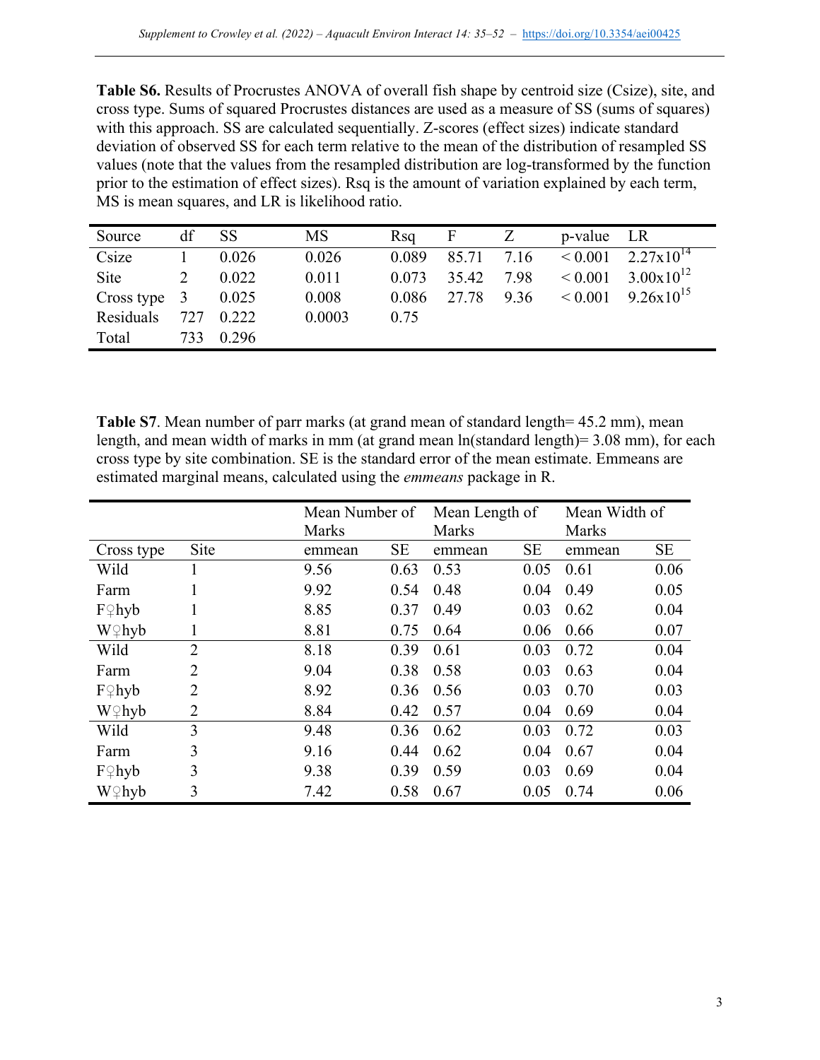**Table S6.** Results of Procrustes ANOVA of overall fish shape by centroid size (Csize), site, and cross type. Sums of squared Procrustes distances are used as a measure of SS (sums of squares) with this approach. SS are calculated sequentially. Z-scores (effect sizes) indicate standard deviation of observed SS for each term relative to the mean of the distribution of resampled SS values (note that the values from the resampled distribution are log-transformed by the function prior to the estimation of effect sizes). Rsq is the amount of variation explained by each term, MS is mean squares, and LR is likelihood ratio.

| Source | df | SS | MS | Rsq | F | Z | p-value | LR |
|---|---|---|---|---|---|---|---|---|
| Csize | 1 | 0.026 | 0.026 | 0.089 | 85.71 | 7.16 | < 0.001 | $2.27 \times 10^{14}$ |
| Site | 2 | 0.022 | 0.011 | 0.073 | 35.42 | 7.98 | < 0.001 | $3.00 \times 10^{12}$ |
| Cross type | 3 | 0.025 | 0.008 | 0.086 | 27.78 | 9.36 | < 0.001 | $9.26 \times 10^{15}$ |
| Residuals | 727 | 0.222 | 0.0003 | 0.75 | | | | |
| Total | 733 | 0.296 | | | | | | |

**Table S7**. Mean number of parr marks (at grand mean of standard length= 45.2 mm), mean length, and mean width of marks in mm (at grand mean ln(standard length)= 3.08 mm), for each cross type by site combination. SE is the standard error of the mean estimate. Emmeans are estimated marginal means, calculated using the *emmeans* package in R.

| | | Mean Number of Marks | | Mean Length of Marks | | Mean Width of Marks | |
|---|---|---|---|---|---|---|---|
| Cross type | Site | emmean | SE | emmean | SE | emmean | SE |
| Wild | 1 | 9.56 | 0.63 | 0.53 | 0.05 | 0.61 | 0.06 |
| Farm | 1 | 9.92 | 0.54 | 0.48 | 0.04 | 0.49 | 0.05 |
| F♀hyb | 1 | 8.85 | 0.37 | 0.49 | 0.03 | 0.62 | 0.04 |
| W♀hyb | 1 | 8.81 | 0.75 | 0.64 | 0.06 | 0.66 | 0.07 |
| Wild | 2 | 8.18 | 0.39 | 0.61 | 0.03 | 0.72 | 0.04 |
| Farm | 2 | 9.04 | 0.38 | 0.58 | 0.03 | 0.63 | 0.04 |
| F♀hyb | 2 | 8.92 | 0.36 | 0.56 | 0.03 | 0.70 | 0.03 |
| W♀hyb | 2 | 8.84 | 0.42 | 0.57 | 0.04 | 0.69 | 0.04 |
| Wild | 3 | 9.48 | 0.36 | 0.62 | 0.03 | 0.72 | 0.03 |
| Farm | 3 | 9.16 | 0.44 | 0.62 | 0.04 | 0.67 | 0.04 |
| F♀hyb | 3 | 9.38 | 0.39 | 0.59 | 0.03 | 0.69 | 0.04 |
| W♀hyb | 3 | 7.42 | 0.58 | 0.67 | 0.05 | 0.74 | 0.06 |